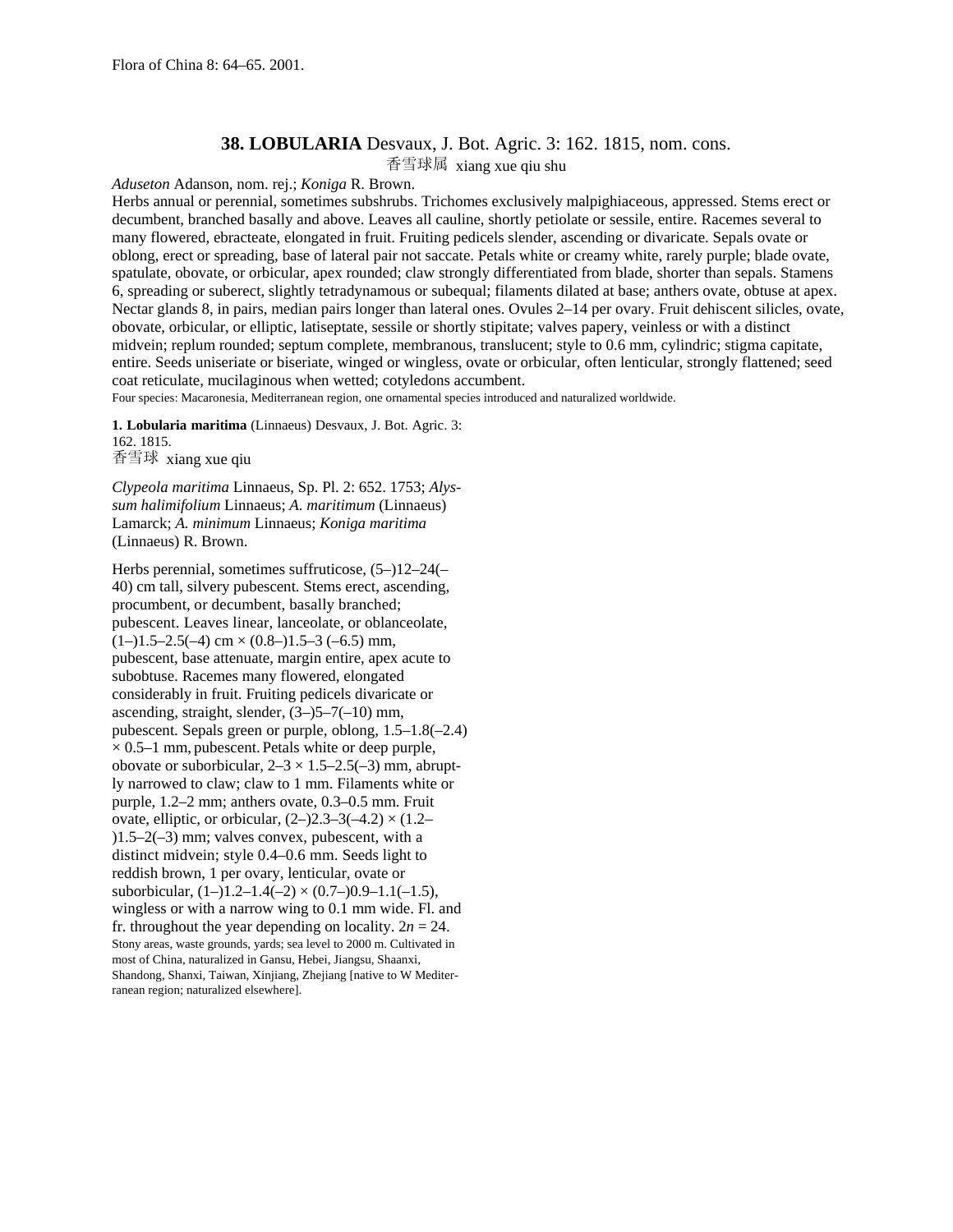Flora of China 8: 64–65. 2001.

# 38. **LOBULARIA** Desvaux, J. Bot. Agric. 3: 162. 1815, nom. cons.

香雪球属 xiang xue qiu shu

*Aduseton* Adanson, nom. rej.; *Koniga* R. Brown.

Herbs annual or perennial, sometimes subshrubs. Trichomes exclusively malpighiaceous, appressed. Stems erect or decumbent, branched basally and above. Leaves all cauline, shortly petiolate or sessile, entire. Racemes several to many flowered, ebracteate, elongated in fruit. Fruiting pedicels slender, ascending or divaricate. Sepals ovate or oblong, erect or spreading, base of lateral pair not saccate. Petals white or creamy white, rarely purple; blade ovate, spatulate, obovate, or orbicular, apex rounded; claw strongly differentiated from blade, shorter than sepals. Stamens 6, spreading or suberect, slightly tetradynamous or subequal; filaments dilated at base; anthers ovate, obtuse at apex. Nectar glands 8, in pairs, median pairs longer than lateral ones. Ovules 2–14 per ovary. Fruit dehiscent silicles, ovate, obovate, orbicular, or elliptic, latiseptate, sessile or shortly stipitate; valves papery, veinless or with a distinct midvein; replum rounded; septum complete, membranous, translucent; style to 0.6 mm, cylindric; stigma capitate, entire. Seeds uniseriate or biseriate, winged or wingless, ovate or orbicular, often lenticular, strongly flattened; seed coat reticulate, mucilaginous when wetted; cotyledons accumbent.

Four species: Macaronesia, Mediterranean region, one ornamental species introduced and naturalized worldwide.

**1. Lobularia maritima** (Linnaeus) Desvaux, J. Bot. Agric. 3: 162. 1815.

香雪球 xiang xue qiu

*Clypeola maritima* Linnaeus, Sp. Pl. 2: 652. 1753; *Alyssum halimifolium* Linnaeus; *A. maritimum* (Linnaeus) Lamarck; *A. minimum* Linnaeus; *Koniga maritima* (Linnaeus) R. Brown.

Herbs perennial, sometimes suffruticose, (5–)12–24(–40) cm tall, silvery pubescent. Stems erect, ascending, procumbent, or decumbent, basally branched; pubescent. Leaves linear, lanceolate, or oblanceolate, (1–)1.5–2.5(–4) cm × (0.8–)1.5–3 (–6.5) mm, pubescent, base attenuate, margin entire, apex acute to subobtuse. Racemes many flowered, elongated considerably in fruit. Fruiting pedicels divaricate or ascending, straight, slender, (3–)5–7(–10) mm, pubescent. Sepals green or purple, oblong, 1.5–1.8(–2.4) × 0.5–1 mm, pubescent. Petals white or deep purple, obovate or suborbicular, 2–3 × 1.5–2.5(–3) mm, abruptly narrowed to claw; claw to 1 mm. Filaments white or purple, 1.2–2 mm; anthers ovate, 0.3–0.5 mm. Fruit ovate, elliptic, or orbicular, (2–)2.3–3(–4.2) × (1.2–)1.5–2(–3) mm; valves convex, pubescent, with a distinct midvein; style 0.4–0.6 mm. Seeds light to reddish brown, 1 per ovary, lenticular, ovate or suborbicular, (1–)1.2–1.4(–2) × (0.7–)0.9–1.1(–1.5), wingless or with a narrow wing to 0.1 mm wide. Fl. and fr. throughout the year depending on locality. $2n = 24$.

Stony areas, waste grounds, yards; sea level to 2000 m. Cultivated in most of China, naturalized in Gansu, Hebei, Jiangsu, Shaanxi, Shandong, Shanxi, Taiwan, Xinjiang, Zhejiang [native to W Mediterranean region; naturalized elsewhere].